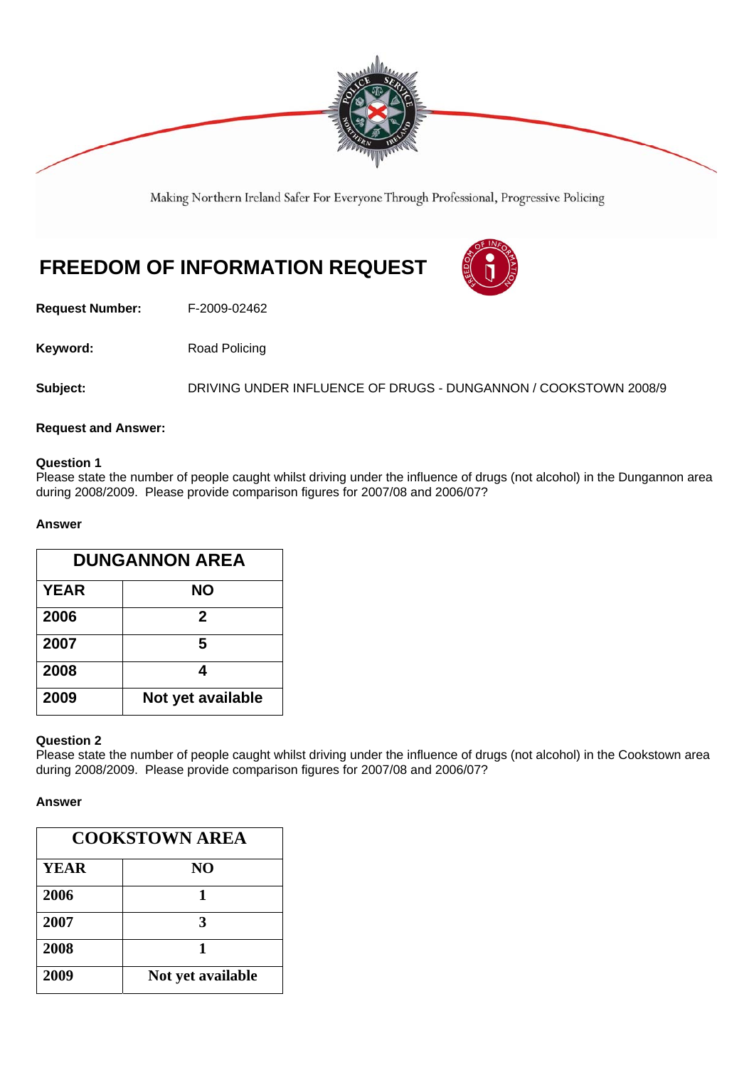Making Northern Ireland Safer For Everyone Through Professional, Progressive Policing

# FREEDOM OF INFORMATION REQUEST

**Request Number:** F-2009-02462

**Keyword:** Road Policing

**Subject:** DRIVING UNDER INFLUENCE OF DRUGS - DUNGANNON / COOKSTOWN 2008/9

**Request and Answer:**

**Question 1**
Please state the number of people caught whilst driving under the influence of drugs (not alcohol) in the Dungannon area during 2008/2009. Please provide comparison figures for 2007/08 and 2006/07?

**Answer**

| DUNGANNON AREA | |
|---|---|
| **YEAR** | **NO** |
| **2006** | **2** |
| **2007** | **5** |
| **2008** | **4** |
| **2009** | **Not yet available** |

**Question 2**
Please state the number of people caught whilst driving under the influence of drugs (not alcohol) in the Cookstown area during 2008/2009. Please provide comparison figures for 2007/08 and 2006/07?

**Answer**

| COOKSTOWN AREA | |
|---|---|
| **YEAR** | **NO** |
| **2006** | **1** |
| **2007** | **3** |
| **2008** | **1** |
| **2009** | **Not yet available** |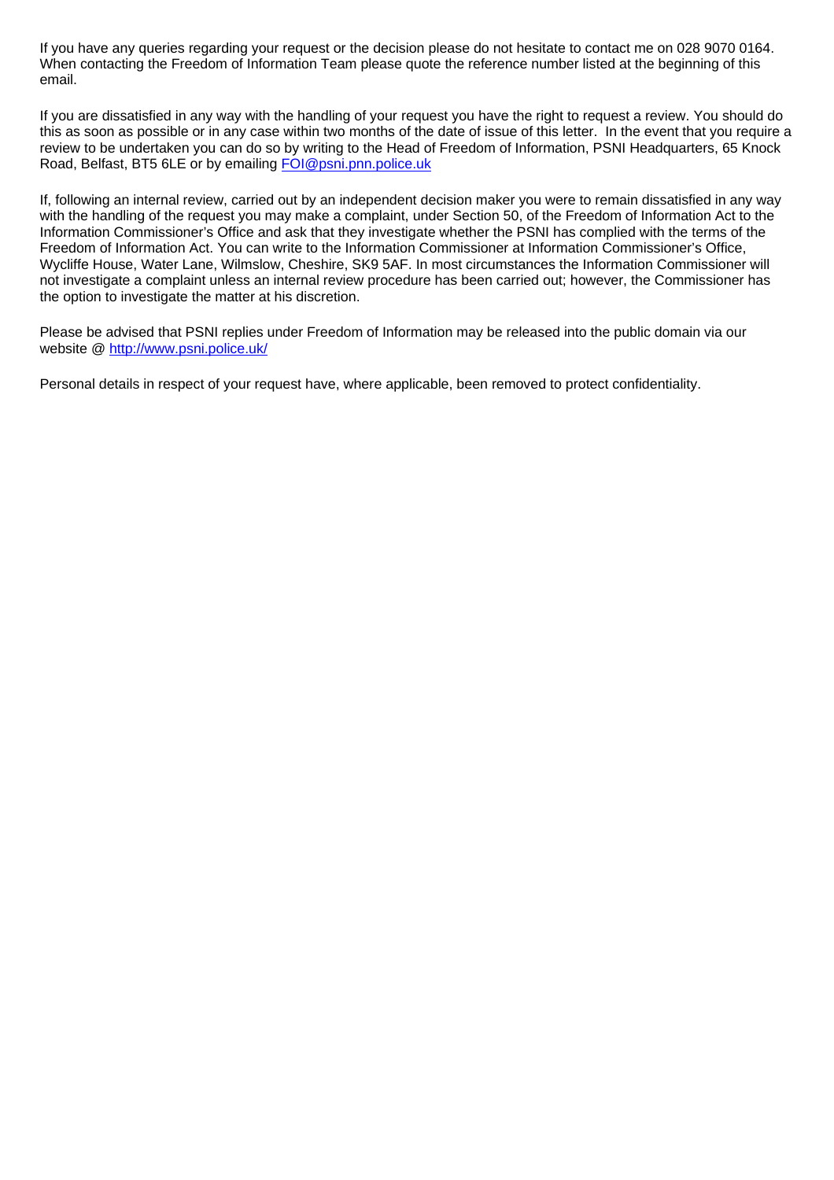If you have any queries regarding your request or the decision please do not hesitate to contact me on 028 9070 0164. When contacting the Freedom of Information Team please quote the reference number listed at the beginning of this email.

If you are dissatisfied in any way with the handling of your request you have the right to request a review. You should do this as soon as possible or in any case within two months of the date of issue of this letter. In the event that you require a review to be undertaken you can do so by writing to the Head of Freedom of Information, PSNI Headquarters, 65 Knock Road, Belfast, BT5 6LE or by emailing [FOI@psni.pnn.police.uk](mailto:FOI@psni.pnn.police.uk)

If, following an internal review, carried out by an independent decision maker you were to remain dissatisfied in any way with the handling of the request you may make a complaint, under Section 50, of the Freedom of Information Act to the Information Commissioner's Office and ask that they investigate whether the PSNI has complied with the terms of the Freedom of Information Act. You can write to the Information Commissioner at Information Commissioner's Office, Wycliffe House, Water Lane, Wilmslow, Cheshire, SK9 5AF. In most circumstances the Information Commissioner will not investigate a complaint unless an internal review procedure has been carried out; however, the Commissioner has the option to investigate the matter at his discretion.

Please be advised that PSNI replies under Freedom of Information may be released into the public domain via our website @ [http://www.psni.police.uk/](http://www.psni.police.uk/)

Personal details in respect of your request have, where applicable, been removed to protect confidentiality.